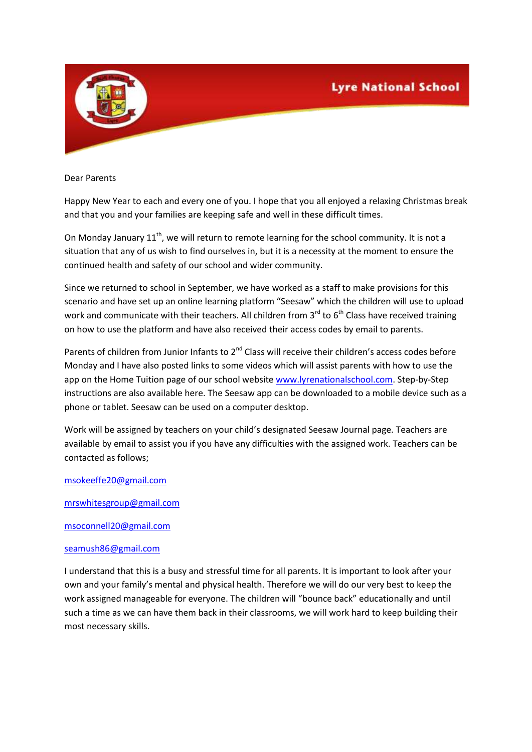# Lyre National School

Dear Parents

Happy New Year to each and every one of you. I hope that you all enjoyed a relaxing Christmas break and that you and your families are keeping safe and well in these difficult times.

On Monday January 11th, we will return to remote learning for the school community. It is not a situation that any of us wish to find ourselves in, but it is a necessity at the moment to ensure the continued health and safety of our school and wider community.

Since we returned to school in September, we have worked as a staff to make provisions for this scenario and have set up an online learning platform "Seesaw" which the children will use to upload work and communicate with their teachers. All children from 3rd to 6th Class have received training on how to use the platform and have also received their access codes by email to parents.

Parents of children from Junior Infants to 2nd Class will receive their children's access codes before Monday and I have also posted links to some videos which will assist parents with how to use the app on the Home Tuition page of our school website www.lyrenationalschool.com. Step-by-Step instructions are also available here. The Seesaw app can be downloaded to a mobile device such as a phone or tablet. Seesaw can be used on a computer desktop.

Work will be assigned by teachers on your child's designated Seesaw Journal page. Teachers are available by email to assist you if you have any difficulties with the assigned work. Teachers can be contacted as follows;

msokeeffe20@gmail.com

mrswhitesgroup@gmail.com

msoconnell20@gmail.com

seamush86@gmail.com

I understand that this is a busy and stressful time for all parents. It is important to look after your own and your family's mental and physical health. Therefore we will do our very best to keep the work assigned manageable for everyone. The children will "bounce back" educationally and until such a time as we can have them back in their classrooms, we will work hard to keep building their most necessary skills.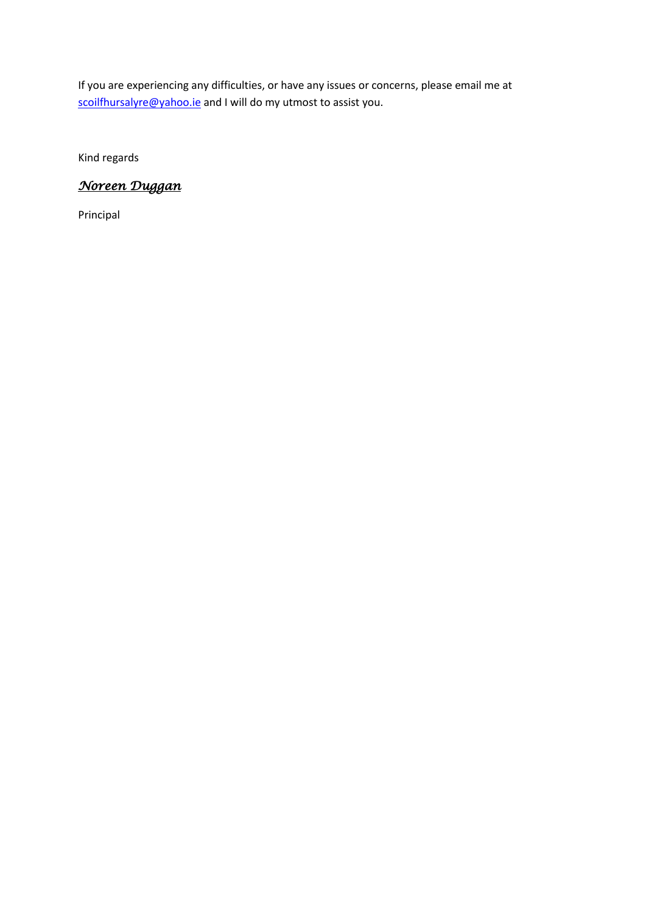If you are experiencing any difficulties, or have any issues or concerns, please email me at scoilfhursalyre@yahoo.ie and I will do my utmost to assist you.

Kind regards

*Noreen Duggan*

Principal